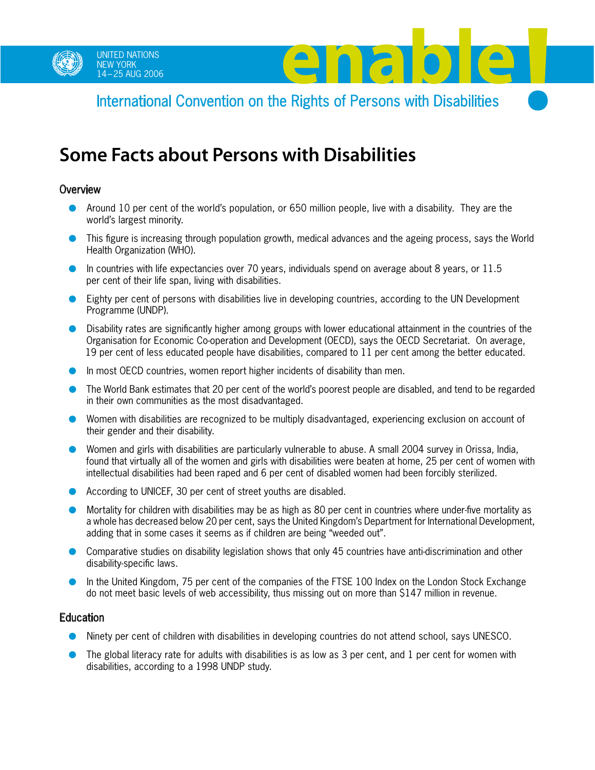UNITED NATIONS
NEW YORK
14–25 AUG 2006

enable!

International Convention on the Rights of Persons with Disabilities

# Some Facts about Persons with Disabilities

## Overview

- Around 10 per cent of the world's population, or 650 million people, live with a disability. They are the world's largest minority.
- This figure is increasing through population growth, medical advances and the ageing process, says the World Health Organization (WHO).
- In countries with life expectancies over 70 years, individuals spend on average about 8 years, or 11.5 per cent of their life span, living with disabilities.
- Eighty per cent of persons with disabilities live in developing countries, according to the UN Development Programme (UNDP).
- Disability rates are significantly higher among groups with lower educational attainment in the countries of the Organisation for Economic Co-operation and Development (OECD), says the OECD Secretariat. On average, 19 per cent of less educated people have disabilities, compared to 11 per cent among the better educated.
- In most OECD countries, women report higher incidents of disability than men.
- The World Bank estimates that 20 per cent of the world's poorest people are disabled, and tend to be regarded in their own communities as the most disadvantaged.
- Women with disabilities are recognized to be multiply disadvantaged, experiencing exclusion on account of their gender and their disability.
- Women and girls with disabilities are particularly vulnerable to abuse. A small 2004 survey in Orissa, India, found that virtually all of the women and girls with disabilities were beaten at home, 25 per cent of women with intellectual disabilities had been raped and 6 per cent of disabled women had been forcibly sterilized.
- According to UNICEF, 30 per cent of street youths are disabled.
- Mortality for children with disabilities may be as high as 80 per cent in countries where under-five mortality as a whole has decreased below 20 per cent, says the United Kingdom's Department for International Development, adding that in some cases it seems as if children are being "weeded out".
- Comparative studies on disability legislation shows that only 45 countries have anti-discrimination and other disability-specific laws.
- In the United Kingdom, 75 per cent of the companies of the FTSE 100 Index on the London Stock Exchange do not meet basic levels of web accessibility, thus missing out on more than $147 million in revenue.

## Education

- Ninety per cent of children with disabilities in developing countries do not attend school, says UNESCO.
- The global literacy rate for adults with disabilities is as low as 3 per cent, and 1 per cent for women with disabilities, according to a 1998 UNDP study.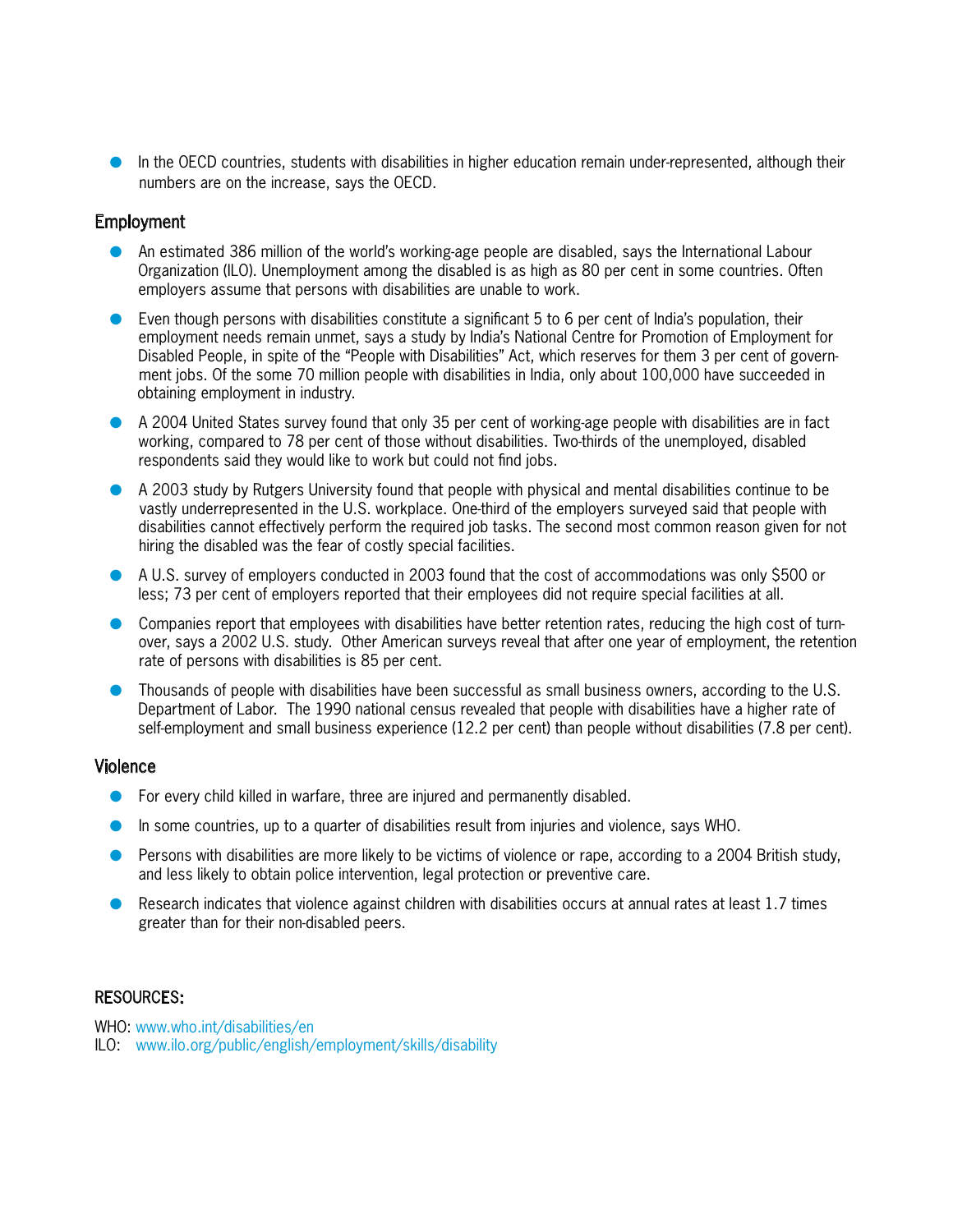- In the OECD countries, students with disabilities in higher education remain under-represented, although their numbers are on the increase, says the OECD.

## Employment

- An estimated 386 million of the world's working-age people are disabled, says the International Labour Organization (ILO). Unemployment among the disabled is as high as 80 per cent in some countries. Often employers assume that persons with disabilities are unable to work.
- Even though persons with disabilities constitute a significant 5 to 6 per cent of India's population, their employment needs remain unmet, says a study by India's National Centre for Promotion of Employment for Disabled People, in spite of the "People with Disabilities" Act, which reserves for them 3 per cent of government jobs. Of the some 70 million people with disabilities in India, only about 100,000 have succeeded in obtaining employment in industry.
- A 2004 United States survey found that only 35 per cent of working-age people with disabilities are in fact working, compared to 78 per cent of those without disabilities. Two-thirds of the unemployed, disabled respondents said they would like to work but could not find jobs.
- A 2003 study by Rutgers University found that people with physical and mental disabilities continue to be vastly underrepresented in the U.S. workplace. One-third of the employers surveyed said that people with disabilities cannot effectively perform the required job tasks. The second most common reason given for not hiring the disabled was the fear of costly special facilities.
- A U.S. survey of employers conducted in 2003 found that the cost of accommodations was only $500 or less; 73 per cent of employers reported that their employees did not require special facilities at all.
- Companies report that employees with disabilities have better retention rates, reducing the high cost of turnover, says a 2002 U.S. study. Other American surveys reveal that after one year of employment, the retention rate of persons with disabilities is 85 per cent.
- Thousands of people with disabilities have been successful as small business owners, according to the U.S. Department of Labor. The 1990 national census revealed that people with disabilities have a higher rate of self-employment and small business experience (12.2 per cent) than people without disabilities (7.8 per cent).

## Violence

- For every child killed in warfare, three are injured and permanently disabled.
- In some countries, up to a quarter of disabilities result from injuries and violence, says WHO.
- Persons with disabilities are more likely to be victims of violence or rape, according to a 2004 British study, and less likely to obtain police intervention, legal protection or preventive care.
- Research indicates that violence against children with disabilities occurs at annual rates at least 1.7 times greater than for their non-disabled peers.

## RESOURCES:

WHO: www.who.int/disabilities/en
ILO: www.ilo.org/public/english/employment/skills/disability